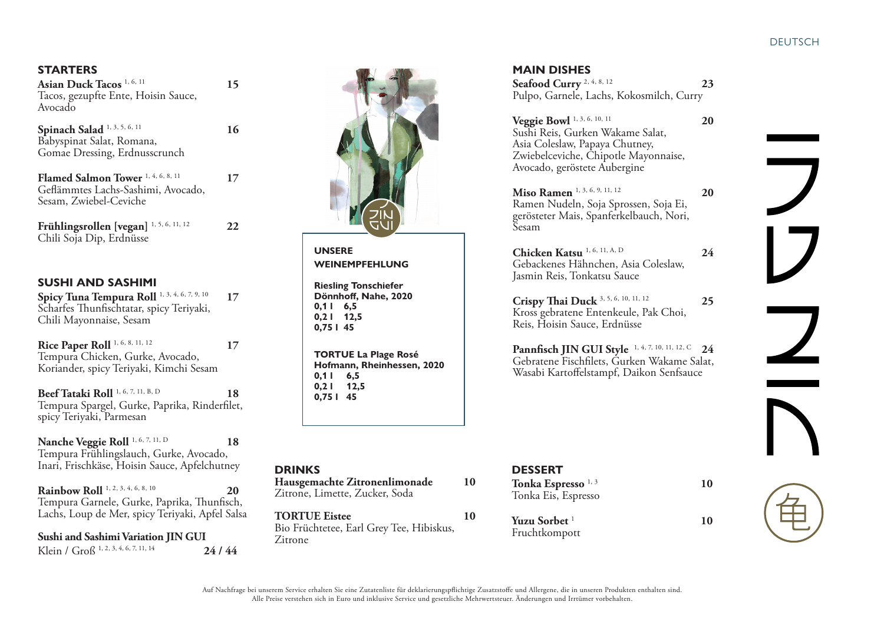DEUTSCH

## STARTERS

**Asian Duck Tacos** [1, 6, 11] **15**
Tacos, gezupfte Ente, Hoisin Sauce, Avocado

**Spinach Salad** [1, 3, 5, 6, 11] **16**
Babyspinat Salat, Romana, Gomae Dressing, Erdnusscrunch

**Flamed Salmon Tower** [1, 4, 6, 8, 11] **17**
Geflämmtes Lachs-Sashimi, Avocado, Sesam, Zwiebel-Ceviche

**Frühlingsrollen [vegan]** [1, 5, 6, 11, 12] **22**
Chili Soja Dip, Erdnüsse

## SUSHI AND SASHIMI

**Spicy Tuna Tempura Roll** [1, 3, 4, 6, 7, 9, 10] **17**
Scharfes Thunfischtatar, spicy Teriyaki, Chili Mayonnaise, Sesam

**Rice Paper Roll** [1, 6, 8, 11, 12] **17**
Tempura Chicken, Gurke, Avocado, Koriander, spicy Teriyaki, Kimchi Sesam

**Beef Tataki Roll** [1, 6, 7, 11, B, D] **18**
Tempura Spargel, Gurke, Paprika, Rinderfilet, spicy Teriyaki, Parmesan

**Nanche Veggie Roll** [1, 6, 7, 11, D] **18**
Tempura Frühlingslauch, Gurke, Avocado, Inari, Frischkäse, Hoisin Sauce, Apfelchutney

**Rainbow Roll** [1, 2, 3, 4, 6, 8, 10] **20**
Tempura Garnele, Gurke, Paprika, Thunfisch, Lachs, Loup de Mer, spicy Teriyaki, Apfel Salsa

**Sushi and Sashimi Variation JIN GUI**
Klein / Groß [1, 2, 3, 4, 6, 7, 11, 14] **24 / 44**

JIN GUI

**UNSERE WEINEMPFEHLUNG**

**Riesling Tonschiefer**
**Dönnhoff, Nahe, 2020**
**0,1 l 6,5**
**0,2 l 12,5**
**0,75 l 45**

**TORTUE La Plage Rosé**
**Hofmann, Rheinhessen, 2020**
**0,1 l 6,5**
**0,2 l 12,5**
**0,75 l 45**

## DRINKS

**Hausgemachte Zitronenlimonade** **10**
Zitrone, Limette, Zucker, Soda

**TORTUE Eistee** **10**
Bio Früchtetee, Earl Grey Tee, Hibiskus, Zitrone

## MAIN DISHES

**Seafood Curry** [2, 4, 8, 12] **23**
Pulpo, Garnele, Lachs, Kokosmilch, Curry

**Veggie Bowl** [1, 3, 6, 10, 11] **20**
Sushi Reis, Gurken Wakame Salat, Asia Coleslaw, Papaya Chutney, Zwiebelceviche, Chipotle Mayonnaise, Avocado, geröstete Aubergine

**Miso Ramen** [1, 3, 6, 9, 11, 12] **20**
Ramen Nudeln, Soja Sprossen, Soja Ei, gerösteter Mais, Spanferkelbauch, Nori, Sesam

**Chicken Katsu** [1, 6, 11, A, D] **24**
Gebackenes Hähnchen, Asia Coleslaw, Jasmin Reis, Tonkatsu Sauce

**Crispy Thai Duck** [3, 5, 6, 10, 11, 12] **25**
Kross gebratene Entenkeule, Pak Choi, Reis, Hoisin Sauce, Erdnüsse

**Pannfisch JIN GUI Style** [1, 4, 7, 10, 11, 12, C] **24**
Gebratene Fischfilets, Gurken Wakame Salat, Wasabi Kartoffelstampf, Daikon Senfsauce

## DESSERT

**Tonka Espresso** [1, 3] **10**
Tonka Eis, Espresso

**Yuzu Sorbet** [1] **10**
Fruchtkompott

JIN GUI 龟

Auf Nachfrage bei unserem Service erhalten Sie eine Zutatenliste für deklarierungspflichtige Zusatzstoffe und Allergene, die in unseren Produkten enthalten sind.
Alle Preise verstehen sich in Euro und inklusive Service und gesetzliche Mehrwertsteuer. Änderungen und Irrtümer vorbehalten.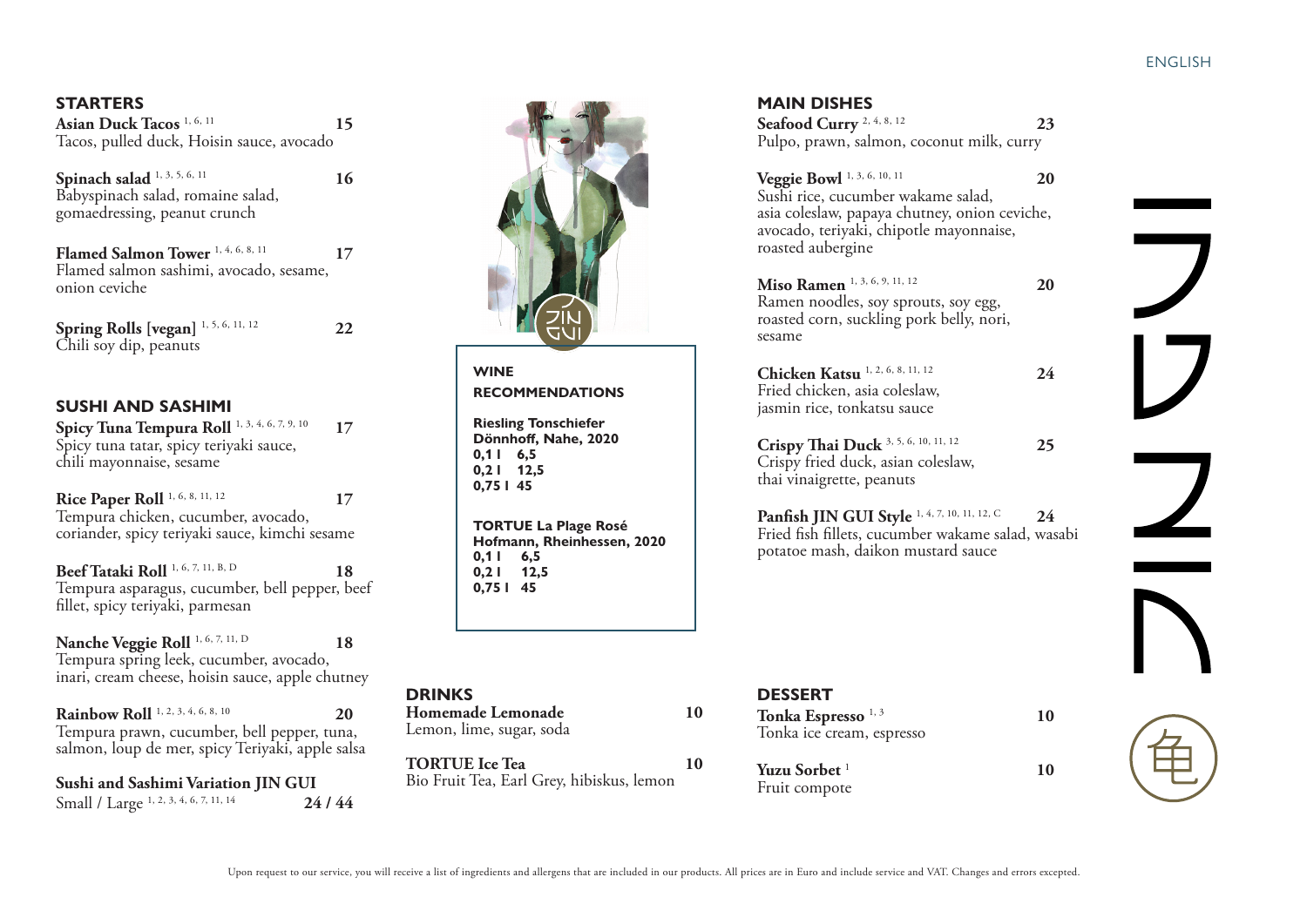## STARTERS

**Asian Duck Tacos** [1, 6, 11] **15**
Tacos, pulled duck, Hoisin sauce, avocado

**Spinach salad** [1, 3, 5, 6, 11] **16**
Babyspinach salad, romaine salad, gomaedressing, peanut crunch

**Flamed Salmon Tower** [1, 4, 6, 8, 11] **17**
Flamed salmon sashimi, avocado, sesame, onion ceviche

**Spring Rolls [vegan]** [1, 5, 6, 11, 12] **22**
Chili soy dip, peanuts

## SUSHI AND SASHIMI

**Spicy Tuna Tempura Roll** [1, 3, 4, 6, 7, 9, 10] **17**
Spicy tuna tatar, spicy teriyaki sauce, chili mayonnaise, sesame

**Rice Paper Roll** [1, 6, 8, 11, 12] **17**
Tempura chicken, cucumber, avocado, coriander, spicy teriyaki sauce, kimchi sesame

**Beef Tataki Roll** [1, 6, 7, 11, B, D] **18**
Tempura asparagus, cucumber, bell pepper, beef fillet, spicy teriyaki, parmesan

**Nanche Veggie Roll** [1, 6, 7, 11, D] **18**
Tempura spring leek, cucumber, avocado, inari, cream cheese, hoisin sauce, apple chutney

**Rainbow Roll** [1, 2, 3, 4, 6, 8, 10] **20**
Tempura prawn, cucumber, bell pepper, tuna, salmon, loup de mer, spicy Teriyaki, apple salsa

**Sushi and Sashimi Variation JIN GUI**
Small / Large [1, 2, 3, 4, 6, 7, 11, 14] **24 / 44**

## WINE RECOMMENDATIONS

**Riesling Tonschiefer Dönnhoff, Nahe, 2020**
**0,1 l 6,5**
**0,2 l 12,5**
**0,75 l 45**

**TORTUE La Plage Rosé Hofmann, Rheinhessen, 2020**
**0,1 l 6,5**
**0,2 l 12,5**
**0,75 l 45**

## DRINKS

**Homemade Lemonade** **10**
Lemon, lime, sugar, soda

**TORTUE Ice Tea** **10**
Bio Fruit Tea, Earl Grey, hibiskus, lemon

## MAIN DISHES

**Seafood Curry** [2, 4, 8, 12] **23**
Pulpo, prawn, salmon, coconut milk, curry

**Veggie Bowl** [1, 3, 6, 10, 11] **20**
Sushi rice, cucumber wakame salad, asia coleslaw, papaya chutney, onion ceviche, avocado, teriyaki, chipotle mayonnaise, roasted aubergine

**Miso Ramen** [1, 3, 6, 9, 11, 12] **20**
Ramen noodles, soy sprouts, soy egg, roasted corn, suckling pork belly, nori, sesame

**Chicken Katsu** [1, 2, 6, 8, 11, 12] **24**
Fried chicken, asia coleslaw, jasmin rice, tonkatsu sauce

**Crispy Thai Duck** [3, 5, 6, 10, 11, 12] **25**
Crispy fried duck, asian coleslaw, thai vinaigrette, peanuts

**Panfish JIN GUI Style** [1, 4, 7, 10, 11, 12, C] **24**
Fried fish fillets, cucumber wakame salad, wasabi potatoe mash, daikon mustard sauce

## DESSERT

**Tonka Espresso** [1, 3] **10**
Tonka ice cream, espresso

**Yuzu Sorbet** [1] **10**
Fruit compote

Upon request to our service, you will receive a list of ingredients and allergens that are included in our products. All prices are in Euro and include service and VAT. Changes and errors excepted.